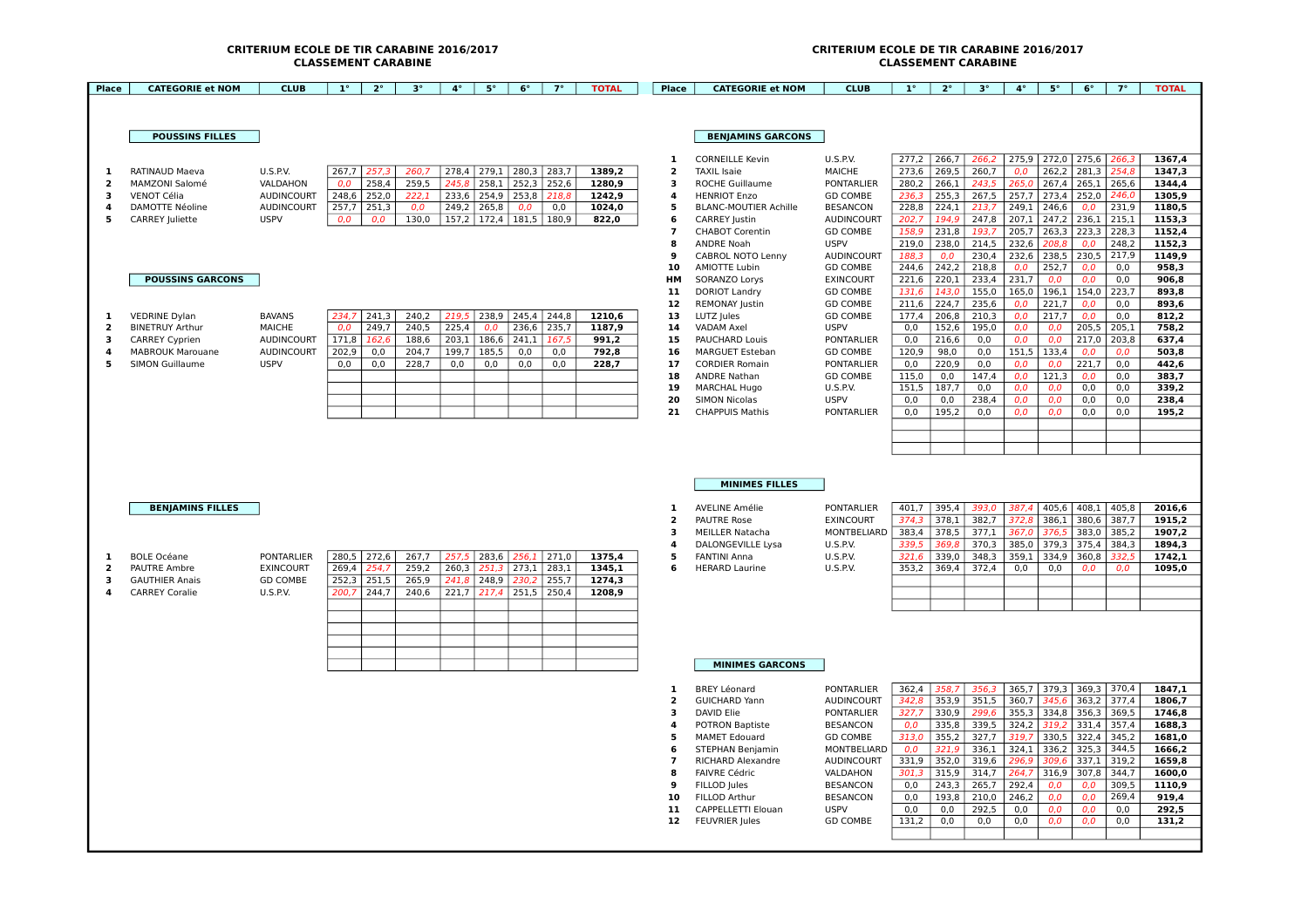# CRITERIUM ECOLE DE TIR CARABINE 2016/2017

## CLASSEMENT CARABINE

### POUSSINS FILLES

| Place | CATEGORIE et NOM | CLUB | 1° | 2° | 3° | 4° | 5° | 6° | 7° | TOTAL |
|---|---|---|---|---|---|---|---|---|---|---|
| 1 | RATINAUD Maeva | U.S.P.V. | 267,7 | *257,3* | *260,7* | 278,4 | 279,1 | 280,3 | 283,7 | **1389,2** |
| 2 | MAMZONI Salomé | VALDAHON | *0,0* | 258,4 | 259,5 | *245,8* | 258,1 | 252,3 | 252,6 | **1280,9** |
| 3 | VENOT Célia | AUDINCOURT | 248,6 | 252,0 | *222,1* | 233,6 | 254,9 | 253,8 | *218,8* | **1242,9** |
| 4 | DAMOTTE Néoline | AUDINCOURT | 257,7 | 251,3 | *0,0* | 249,2 | 265,8 | *0,0* | 0,0 | **1024,0** |
| 5 | CARREY Juliette | USPV | *0,0* | *0,0* | 130,0 | 157,2 | 172,4 | 181,5 | 180,9 | **822,0** |

### POUSSINS GARCONS

| Place | CATEGORIE et NOM | CLUB | 1° | 2° | 3° | 4° | 5° | 6° | 7° | TOTAL |
|---|---|---|---|---|---|---|---|---|---|---|
| 1 | VEDRINE Dylan | BAVANS | *234,7* | 241,3 | 240,2 | *219,5* | 238,9 | 245,4 | 244,8 | **1210,6** |
| 2 | BINETRUY Arthur | MAICHE | *0,0* | 249,7 | 240,5 | 225,4 | *0,0* | 236,6 | 235,7 | **1187,9** |
| 3 | CARREY Cyprien | AUDINCOURT | 171,8 | *162,6* | 188,6 | 203,1 | 186,6 | 241,1 | *167,5* | **991,2** |
| 4 | MABROUK Marouane | AUDINCOURT | 202,9 | 0,0 | 204,7 | 199,7 | 185,5 | 0,0 | 0,0 | **792,8** |
| 5 | SIMON Guillaume | USPV | 0,0 | 0,0 | 228,7 | 0,0 | 0,0 | 0,0 | 0,0 | **228,7** |

### BENJAMINS FILLES

| Place | CATEGORIE et NOM | CLUB | 1° | 2° | 3° | 4° | 5° | 6° | 7° | TOTAL |
|---|---|---|---|---|---|---|---|---|---|---|
| 1 | BOLE Océane | PONTARLIER | 280,5 | 272,6 | 267,7 | *257,5* | 283,6 | *256,1* | 271,0 | **1375,4** |
| 2 | PAUTRE Ambre | EXINCOURT | 269,4 | *254,7* | 259,2 | 260,3 | *251,3* | 273,1 | 283,1 | **1345,1** |
| 3 | GAUTHIER Anais | GD COMBE | 252,3 | 251,5 | 265,9 | *241,8* | 248,9 | *230,2* | 255,7 | **1274,3** |
| 4 | CARREY Coralie | U.S.P.V. | *200,7* | 244,7 | 240,6 | 221,7 | *217,4* | 251,5 | 250,4 | **1208,9** |

### BENJAMINS GARCONS

| Place | CATEGORIE et NOM | CLUB | 1° | 2° | 3° | 4° | 5° | 6° | 7° | TOTAL |
|---|---|---|---|---|---|---|---|---|---|---|
| 1 | CORNEILLE Kevin | U.S.P.V. | 277,2 | 266,7 | *266,2* | 275,9 | 272,0 | 275,6 | *266,3* | **1367,4** |
| 2 | TAXIL Isaie | MAICHE | 273,6 | 269,5 | 260,7 | *0,0* | 262,2 | 281,3 | *254,8* | **1347,3** |
| 3 | ROCHE Guillaume | PONTARLIER | 280,2 | 266,1 | *243,5* | *265,0* | 267,4 | 265,1 | 265,6 | **1344,4** |
| 4 | HENRIOT Enzo | GD COMBE | *236,3* | 255,3 | 267,5 | 257,7 | 273,4 | 252,0 | *246,0* | **1305,9** |
| 5 | BLANC-MOUTIER Achille | BESANCON | 228,8 | 224,1 | *213,7* | 249,1 | 246,6 | *0,0* | 231,9 | **1180,5** |
| 6 | CARREY Justin | AUDINCOURT | *202,7* | *194,9* | 247,8 | 207,1 | 247,2 | 236,1 | 215,1 | **1153,3** |
| 7 | CHABOT Corentin | GD COMBE | *158,9* | 231,8 | *193,7* | 205,7 | 263,3 | 223,3 | 228,3 | **1152,4** |
| 8 | ANDRE Noah | USPV | 219,0 | 238,0 | 214,5 | 232,6 | *208,8* | *0,0* | 248,2 | **1152,3** |
| 9 | CABROL NOTO Lenny | AUDINCOURT | *188,3* | *0,0* | 230,4 | 232,6 | 238,5 | 230,5 | 217,9 | **1149,9** |
| 10 | AMIOTTE Lubin | GD COMBE | 244,6 | 242,2 | 218,8 | *0,0* | 252,7 | *0,0* | 0,0 | **958,3** |
| HM | SORANZO Lorys | EXINCOURT | 221,6 | 220,1 | 233,4 | 231,7 | *0,0* | *0,0* | 0,0 | **906,8** |
| 11 | DORIOT Landry | GD COMBE | *131,6* | *143,0* | 155,0 | 165,0 | 196,1 | 154,0 | 223,7 | **893,8** |
| 12 | REMONAY Justin | GD COMBE | 211,6 | 224,7 | 235,6 | *0,0* | 221,7 | *0,0* | 0,0 | **893,6** |
| 13 | LUTZ Jules | GD COMBE | 177,4 | 206,8 | 210,3 | *0,0* | 217,7 | *0,0* | 0,0 | **812,2** |
| 14 | VADAM Axel | USPV | 0,0 | 152,6 | 195,0 | *0,0* | *0,0* | 205,5 | 205,1 | **758,2** |
| 15 | PAUCHARD Louis | PONTARLIER | 0,0 | 216,6 | 0,0 | *0,0* | *0,0* | 217,0 | 203,8 | **637,4** |
| 16 | MARGUET Esteban | GD COMBE | 120,9 | 98,0 | 0,0 | 151,5 | 133,4 | *0,0* | *0,0* | **503,8** |
| 17 | CORDIER Romain | PONTARLIER | 0,0 | 220,9 | 0,0 | *0,0* | *0,0* | 221,7 | 0,0 | **442,6** |
| 18 | ANDRE Nathan | GD COMBE | 115,0 | 0,0 | 147,4 | *0,0* | 121,3 | *0,0* | 0,0 | **383,7** |
| 19 | MARCHAL Hugo | U.S.P.V. | 151,5 | 187,7 | 0,0 | *0,0* | *0,0* | 0,0 | 0,0 | **339,2** |
| 20 | SIMON Nicolas | USPV | 0,0 | 0,0 | 238,4 | *0,0* | *0,0* | 0,0 | 0,0 | **238,4** |
| 21 | CHAPPUIS Mathis | PONTARLIER | 0,0 | 195,2 | 0,0 | *0,0* | *0,0* | 0,0 | 0,0 | **195,2** |

### MINIMES FILLES

| Place | CATEGORIE et NOM | CLUB | 1° | 2° | 3° | 4° | 5° | 6° | 7° | TOTAL |
|---|---|---|---|---|---|---|---|---|---|---|
| 1 | AVELINE Amélie | PONTARLIER | 401,7 | 395,4 | *393,0* | *387,4* | 405,6 | 408,1 | 405,8 | **2016,6** |
| 2 | PAUTRE Rose | EXINCOURT | *374,3* | 378,1 | 382,7 | *372,8* | 386,1 | 380,6 | 387,7 | **1915,2** |
| 3 | MEILLER Natacha | MONTBELIARD | 383,4 | 378,5 | 377,1 | *367,0* | *376,5* | 383,0 | 385,2 | **1907,2** |
| 4 | DALONGEVILLE Lysa | U.S.P.V. | *339,5* | *369,8* | 370,3 | 385,0 | 379,3 | 375,4 | 384,3 | **1894,3** |
| 5 | FANTINI Anna | U.S.P.V. | *321,6* | 339,0 | 348,3 | 359,1 | 334,9 | 360,8 | *332,5* | **1742,1** |
| 6 | HERARD Laurine | U.S.P.V. | 353,2 | 369,4 | 372,4 | 0,0 | 0,0 | *0,0* | *0,0* | **1095,0** |

### MINIMES GARCONS

| Place | CATEGORIE et NOM | CLUB | 1° | 2° | 3° | 4° | 5° | 6° | 7° | TOTAL |
|---|---|---|---|---|---|---|---|---|---|---|
| 1 | BREY Léonard | PONTARLIER | 362,4 | *358,7* | *356,3* | 365,7 | 379,3 | 369,3 | 370,4 | **1847,1** |
| 2 | GUICHARD Yann | AUDINCOURT | *342,8* | 353,9 | 351,5 | 360,7 | *345,6* | 363,2 | 377,4 | **1806,7** |
| 3 | DAVID Elie | PONTARLIER | *327,7* | 330,9 | *299,6* | 355,3 | 334,8 | 356,3 | 369,5 | **1746,8** |
| 4 | POTRON Baptiste | BESANCON | *0,0* | 335,8 | 339,5 | 324,2 | *319,2* | 331,4 | 357,4 | **1688,3** |
| 5 | MAMET Edouard | GD COMBE | *313,0* | 355,2 | 327,7 | *319,7* | 330,5 | 322,4 | 345,2 | **1681,0** |
| 6 | STEPHAN Benjamin | MONTBELIARD | *0,0* | *321,9* | 336,1 | 324,1 | 336,2 | 325,3 | 344,5 | **1666,2** |
| 7 | RICHARD Alexandre | AUDINCOURT | 331,9 | 352,0 | 319,6 | *296,9* | *309,6* | 337,1 | 319,2 | **1659,8** |
| 8 | FAIVRE Cédric | VALDAHON | *301,3* | 315,9 | 314,7 | *264,7* | 316,9 | 307,8 | 344,7 | **1600,0** |
| 9 | FILLOD Jules | BESANCON | 0,0 | 243,3 | 265,7 | 292,4 | *0,0* | *0,0* | 309,5 | **1110,9** |
| 10 | FILLOD Arthur | BESANCON | 0,0 | 193,8 | 210,0 | 246,2 | *0,0* | *0,0* | 269,4 | **919,4** |
| 11 | CAPPELLETTI Elouan | USPV | 0,0 | 0,0 | 292,5 | 0,0 | *0,0* | *0,0* | 0,0 | **292,5** |
| 12 | FEUVRIER Jules | GD COMBE | 131,2 | 0,0 | 0,0 | 0,0 | *0,0* | *0,0* | 0,0 | **131,2** |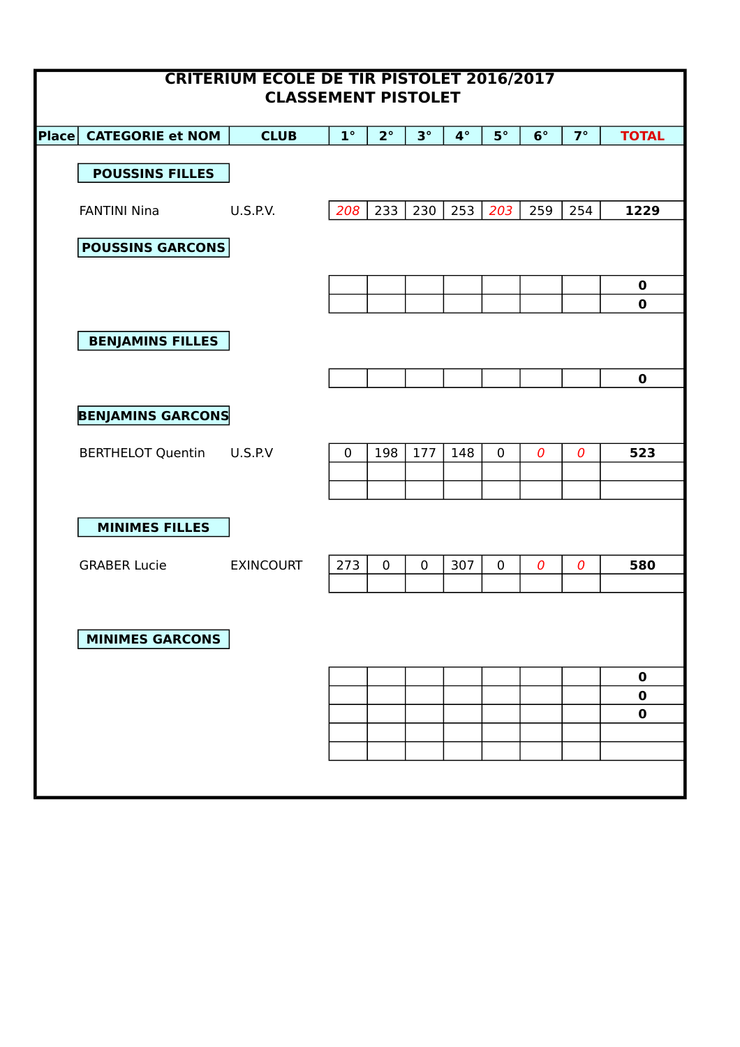# CRITERIUM ECOLE DE TIR PISTOLET 2016/2017
## CLASSEMENT PISTOLET

| Place | CATEGORIE et NOM | CLUB | 1° | 2° | 3° | 4° | 5° | 6° | 7° | TOTAL |
|---|---|---|---|---|---|---|---|---|---|---|
| | **POUSSINS FILLES** | | | | | | | | | |
| | FANTINI Nina | U.S.P.V. | *208* | 233 | 230 | 253 | *203* | 259 | 254 | **1229** |
| | **POUSSINS GARCONS** | | | | | | | | | |
| | | | | | | | | | | **0** |
| | | | | | | | | | | **0** |
| | **BENJAMINS FILLES** | | | | | | | | | |
| | | | | | | | | | | **0** |
| | **BENJAMINS GARCONS** | | | | | | | | | |
| | BERTHELOT Quentin | U.S.P.V | 0 | 198 | 177 | 148 | 0 | *0* | *0* | **523** |
| | | | | | | | | | | |
| | | | | | | | | | | |
| | **MINIMES FILLES** | | | | | | | | | |
| | GRABER Lucie | EXINCOURT | 273 | 0 | 0 | 307 | 0 | *0* | *0* | **580** |
| | | | | | | | | | | |
| | **MINIMES GARCONS** | | | | | | | | | |
| | | | | | | | | | | **0** |
| | | | | | | | | | | **0** |
| | | | | | | | | | | **0** |
| | | | | | | | | | | |
| | | | | | | | | | | |